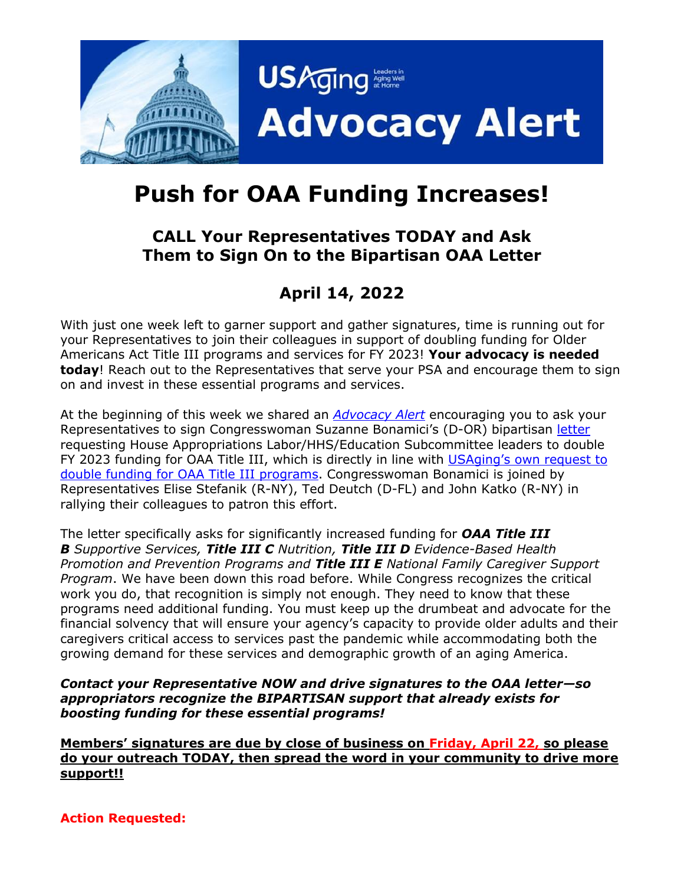# Push for OAA Funding Increases!

## CALL Your Representatives TODAY and Ask Them to Sign On to the Bipartisan OAA Letter

## April 14, 2022

With just one week left to garner support and gather signatures, time is running out for your Representatives to join their colleagues in support of doubling funding for Older Americans Act Title III programs and services for FY 2023! **Your advocacy is needed today**! Reach out to the Representatives that serve your PSA and encourage them to sign on and invest in these essential programs and services.

At the beginning of this week we shared an *Advocacy Alert* encouraging you to ask your Representatives to sign Congresswoman Suzanne Bonamici's (D-OR) bipartisan letter requesting House Appropriations Labor/HHS/Education Subcommittee leaders to double FY 2023 funding for OAA Title III, which is directly in line with USAging's own request to double funding for OAA Title III programs. Congresswoman Bonamici is joined by Representatives Elise Stefanik (R-NY), Ted Deutch (D-FL) and John Katko (R-NY) in rallying their colleagues to patron this effort.

The letter specifically asks for significantly increased funding for ***OAA Title III B*** *Supportive Services,* ***Title III C*** *Nutrition,* ***Title III D*** *Evidence-Based Health Promotion and Prevention Programs and* ***Title III E*** *National Family Caregiver Support Program*. We have been down this road before. While Congress recognizes the critical work you do, that recognition is simply not enough. They need to know that these programs need additional funding. You must keep up the drumbeat and advocate for the financial solvency that will ensure your agency's capacity to provide older adults and their caregivers critical access to services past the pandemic while accommodating both the growing demand for these services and demographic growth of an aging America.

***Contact your Representative NOW and drive signatures to the OAA letter—so appropriators recognize the BIPARTISAN support that already exists for boosting funding for these essential programs!***

**Members' signatures are due by close of business on Friday, April 22, so please do your outreach TODAY, then spread the word in your community to drive more support!!**

**Action Requested:**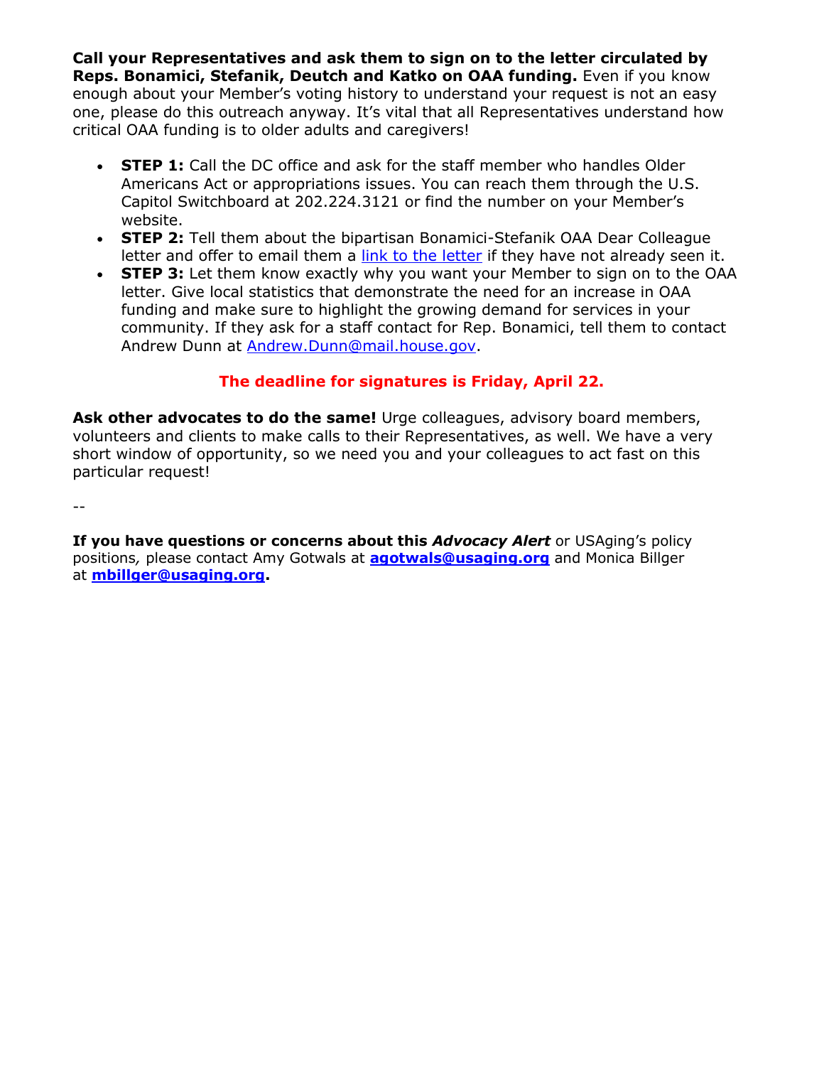**Call your Representatives and ask them to sign on to the letter circulated by Reps. Bonamici, Stefanik, Deutch and Katko on OAA funding.** Even if you know enough about your Member's voting history to understand your request is not an easy one, please do this outreach anyway. It's vital that all Representatives understand how critical OAA funding is to older adults and caregivers!

- **STEP 1:** Call the DC office and ask for the staff member who handles Older Americans Act or appropriations issues. You can reach them through the U.S. Capitol Switchboard at 202.224.3121 or find the number on your Member's website.
- **STEP 2:** Tell them about the bipartisan Bonamici-Stefanik OAA Dear Colleague letter and offer to email them a link to the letter if they have not already seen it.
- **STEP 3:** Let them know exactly why you want your Member to sign on to the OAA letter. Give local statistics that demonstrate the need for an increase in OAA funding and make sure to highlight the growing demand for services in your community. If they ask for a staff contact for Rep. Bonamici, tell them to contact Andrew Dunn at Andrew.Dunn@mail.house.gov.

**The deadline for signatures is Friday, April 22.**

**Ask other advocates to do the same!** Urge colleagues, advisory board members, volunteers and clients to make calls to their Representatives, as well. We have a very short window of opportunity, so we need you and your colleagues to act fast on this particular request!

--

**If you have questions or concerns about this *Advocacy Alert*** or USAging's policy positions, please contact Amy Gotwals at **agotwals@usaging.org** and Monica Billger at **mbillger@usaging.org.**